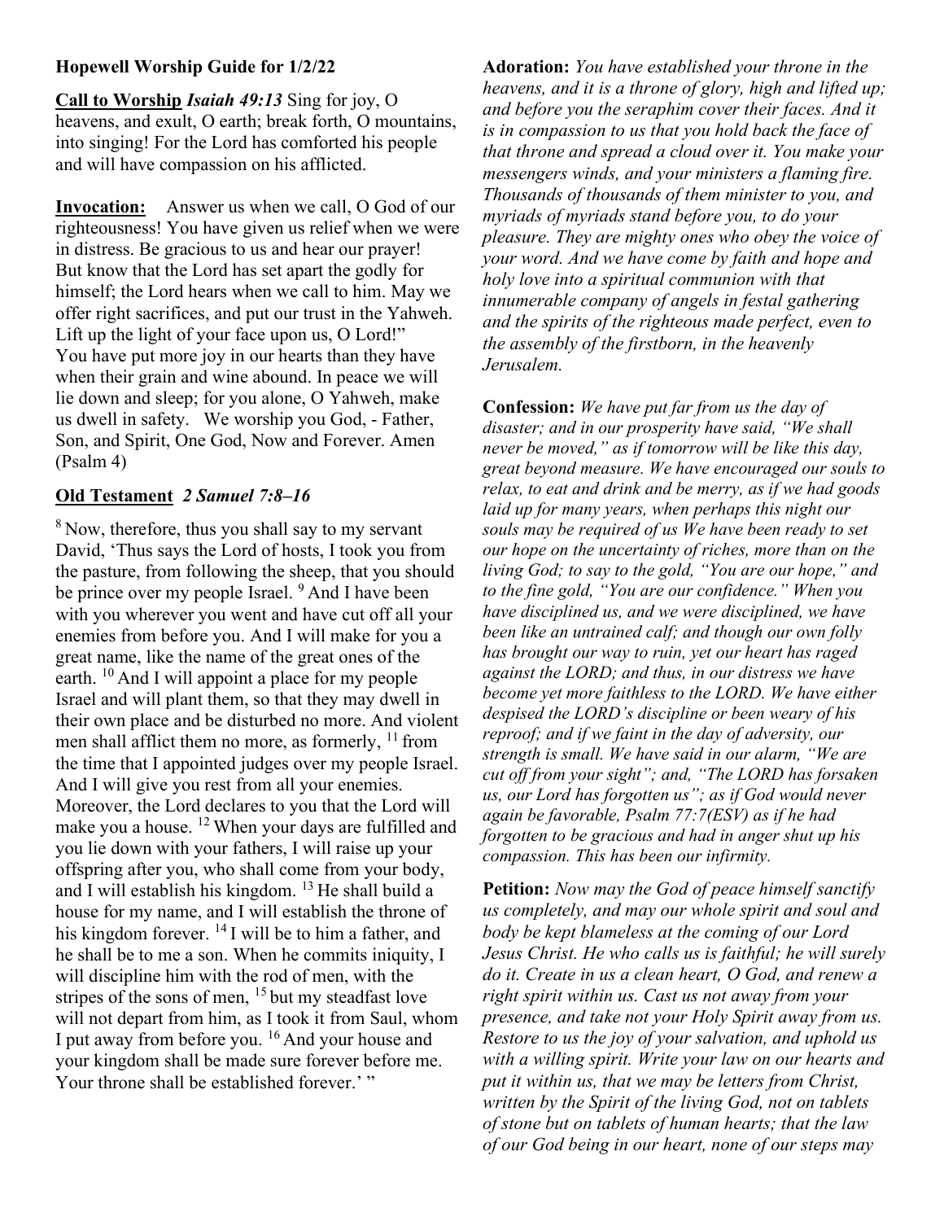**Hopewell Worship Guide for 1/2/22**

**Call to Worship** ***Isaiah 49:13*** Sing for joy, O heavens, and exult, O earth; break forth, O mountains, into singing! For the Lord has comforted his people and will have compassion on his afflicted.

**Invocation:** Answer us when we call, O God of our righteousness! You have given us relief when we were in distress. Be gracious to us and hear our prayer! But know that the Lord has set apart the godly for himself; the Lord hears when we call to him. May we offer right sacrifices, and put our trust in the Yahweh. Lift up the light of your face upon us, O Lord!" You have put more joy in our hearts than they have when their grain and wine abound. In peace we will lie down and sleep; for you alone, O Yahweh, make us dwell in safety. We worship you God, - Father, Son, and Spirit, One God, Now and Forever. Amen (Psalm 4)

**Old Testament** ***2 Samuel 7:8–16***

[8] Now, therefore, thus you shall say to my servant David, 'Thus says the Lord of hosts, I took you from the pasture, from following the sheep, that you should be prince over my people Israel. [9] And I have been with you wherever you went and have cut off all your enemies from before you. And I will make for you a great name, like the name of the great ones of the earth. [10] And I will appoint a place for my people Israel and will plant them, so that they may dwell in their own place and be disturbed no more. And violent men shall afflict them no more, as formerly, [11] from the time that I appointed judges over my people Israel. And I will give you rest from all your enemies. Moreover, the Lord declares to you that the Lord will make you a house. [12] When your days are fulfilled and you lie down with your fathers, I will raise up your offspring after you, who shall come from your body, and I will establish his kingdom. [13] He shall build a house for my name, and I will establish the throne of his kingdom forever. [14] I will be to him a father, and he shall be to me a son. When he commits iniquity, I will discipline him with the rod of men, with the stripes of the sons of men, [15] but my steadfast love will not depart from him, as I took it from Saul, whom I put away from before you. [16] And your house and your kingdom shall be made sure forever before me. Your throne shall be established forever.' "

**Adoration:** *You have established your throne in the heavens, and it is a throne of glory, high and lifted up; and before you the seraphim cover their faces. And it is in compassion to us that you hold back the face of that throne and spread a cloud over it. You make your messengers winds, and your ministers a flaming fire. Thousands of thousands of them minister to you, and myriads of myriads stand before you, to do your pleasure. They are mighty ones who obey the voice of your word. And we have come by faith and hope and holy love into a spiritual communion with that innumerable company of angels in festal gathering and the spirits of the righteous made perfect, even to the assembly of the firstborn, in the heavenly Jerusalem.*

**Confession:** *We have put far from us the day of disaster; and in our prosperity have said, "We shall never be moved," as if tomorrow will be like this day, great beyond measure. We have encouraged our souls to relax, to eat and drink and be merry, as if we had goods laid up for many years, when perhaps this night our souls may be required of us We have been ready to set our hope on the uncertainty of riches, more than on the living God; to say to the gold, "You are our hope," and to the fine gold, "You are our confidence." When you have disciplined us, and we were disciplined, we have been like an untrained calf; and though our own folly has brought our way to ruin, yet our heart has raged against the LORD; and thus, in our distress we have become yet more faithless to the LORD. We have either despised the LORD's discipline or been weary of his reproof; and if we faint in the day of adversity, our strength is small. We have said in our alarm, "We are cut off from your sight"; and, "The LORD has forsaken us, our Lord has forgotten us"; as if God would never again be favorable, Psalm 77:7(ESV) as if he had forgotten to be gracious and had in anger shut up his compassion. This has been our infirmity.*

**Petition:** *Now may the God of peace himself sanctify us completely, and may our whole spirit and soul and body be kept blameless at the coming of our Lord Jesus Christ. He who calls us is faithful; he will surely do it. Create in us a clean heart, O God, and renew a right spirit within us. Cast us not away from your presence, and take not your Holy Spirit away from us. Restore to us the joy of your salvation, and uphold us with a willing spirit. Write your law on our hearts and put it within us, that we may be letters from Christ, written by the Spirit of the living God, not on tablets of stone but on tablets of human hearts; that the law of our God being in our heart, none of our steps may*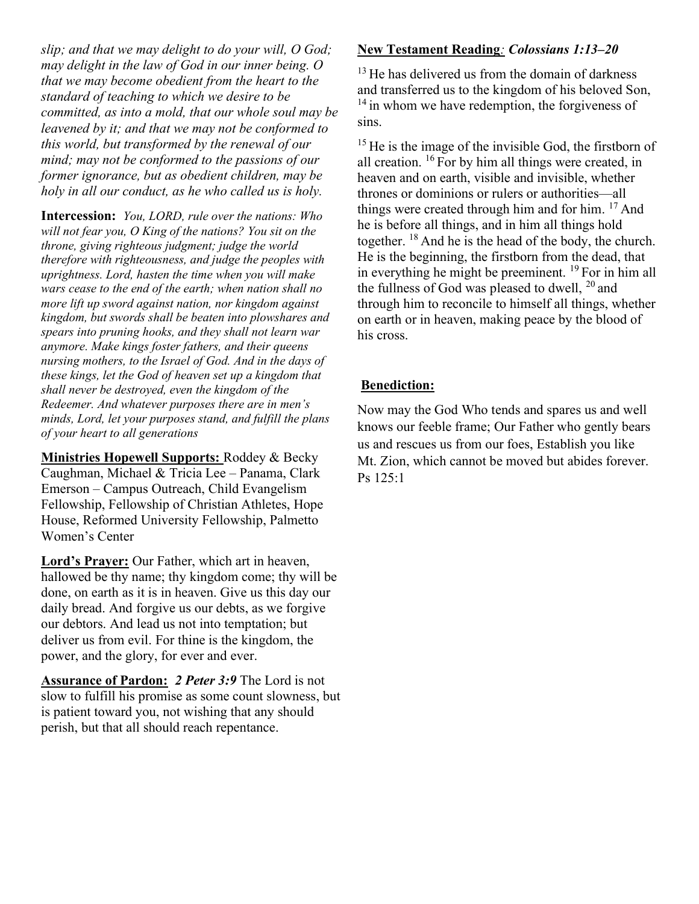*slip; and that we may delight to do your will, O God; may delight in the law of God in our inner being. O that we may become obedient from the heart to the standard of teaching to which we desire to be committed, as into a mold, that our whole soul may be leavened by it; and that we may not be conformed to this world, but transformed by the renewal of our mind; may not be conformed to the passions of our former ignorance, but as obedient children, may be holy in all our conduct, as he who called us is holy.*

**Intercession:** *You, LORD, rule over the nations: Who will not fear you, O King of the nations? You sit on the throne, giving righteous judgment; judge the world therefore with righteousness, and judge the peoples with uprightness. Lord, hasten the time when you will make wars cease to the end of the earth; when nation shall no more lift up sword against nation, nor kingdom against kingdom, but swords shall be beaten into plowshares and spears into pruning hooks, and they shall not learn war anymore. Make kings foster fathers, and their queens nursing mothers, to the Israel of God. And in the days of these kings, let the God of heaven set up a kingdom that shall never be destroyed, even the kingdom of the Redeemer. And whatever purposes there are in men's minds, Lord, let your purposes stand, and fulfill the plans of your heart to all generations*

**Ministries Hopewell Supports:** Roddey & Becky Caughman, Michael & Tricia Lee – Panama, Clark Emerson – Campus Outreach, Child Evangelism Fellowship, Fellowship of Christian Athletes, Hope House, Reformed University Fellowship, Palmetto Women's Center

**Lord's Prayer:** Our Father, which art in heaven, hallowed be thy name; thy kingdom come; thy will be done, on earth as it is in heaven. Give us this day our daily bread. And forgive us our debts, as we forgive our debtors. And lead us not into temptation; but deliver us from evil. For thine is the kingdom, the power, and the glory, for ever and ever.

**Assurance of Pardon:** ***2 Peter 3:9*** The Lord is not slow to fulfill his promise as some count slowness, but is patient toward you, not wishing that any should perish, but that all should reach repentance.

**New Testament Reading**: ***Colossians 1:13–20***

[13] He has delivered us from the domain of darkness and transferred us to the kingdom of his beloved Son, [14] in whom we have redemption, the forgiveness of sins.

[15] He is the image of the invisible God, the firstborn of all creation. [16] For by him all things were created, in heaven and on earth, visible and invisible, whether thrones or dominions or rulers or authorities—all things were created through him and for him. [17] And he is before all things, and in him all things hold together. [18] And he is the head of the body, the church. He is the beginning, the firstborn from the dead, that in everything he might be preeminent. [19] For in him all the fullness of God was pleased to dwell, [20] and through him to reconcile to himself all things, whether on earth or in heaven, making peace by the blood of his cross.

**Benediction:**

Now may the God Who tends and spares us and well knows our feeble frame; Our Father who gently bears us and rescues us from our foes, Establish you like Mt. Zion, which cannot be moved but abides forever. Ps 125:1